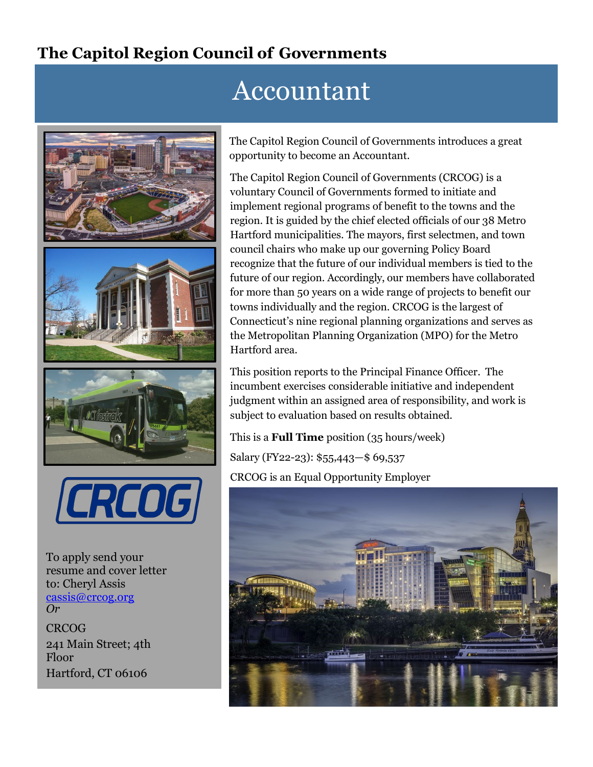## The Capitol Region Council of Governments

# Accountant

The Capitol Region Council of Governments introduces a great opportunity to become an Accountant.

The Capitol Region Council of Governments (CRCOG) is a voluntary Council of Governments formed to initiate and implement regional programs of benefit to the towns and the region. It is guided by the chief elected officials of our 38 Metro Hartford municipalities. The mayors, first selectmen, and town council chairs who make up our governing Policy Board recognize that the future of our individual members is tied to the future of our region. Accordingly, our members have collaborated for more than 50 years on a wide range of projects to benefit our towns individually and the region. CRCOG is the largest of Connecticut's nine regional planning organizations and serves as the Metropolitan Planning Organization (MPO) for the Metro Hartford area.

This position reports to the Principal Finance Officer. The incumbent exercises considerable initiative and independent judgment within an assigned area of responsibility, and work is subject to evaluation based on results obtained.

This is a **Full Time** position (35 hours/week)

Salary (FY22-23): $55,443—$ 69,537

CRCOG is an Equal Opportunity Employer

CRCOG

To apply send your resume and cover letter to: Cheryl Assis
cassis@crcog.org
*Or*

CRCOG
241 Main Street; 4th Floor
Hartford, CT 06106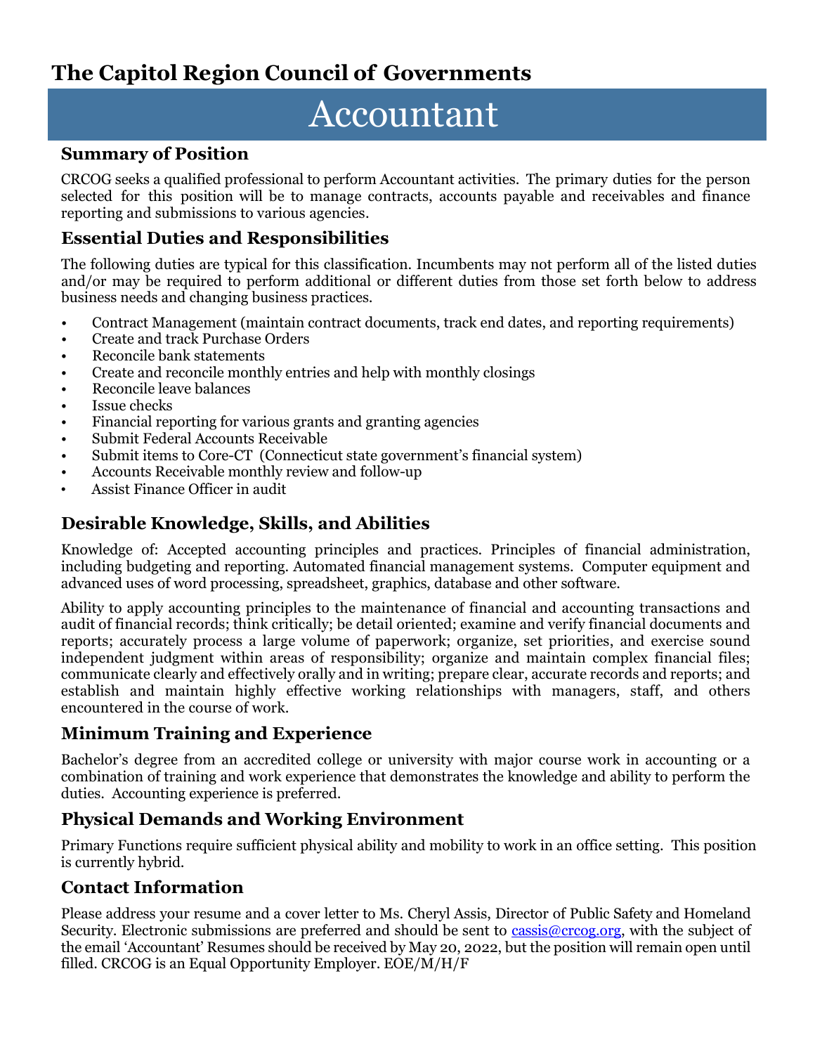# The Capitol Region Council of Governments

# Accountant

## Summary of Position

CRCOG seeks a qualified professional to perform Accountant activities. The primary duties for the person selected for this position will be to manage contracts, accounts payable and receivables and finance reporting and submissions to various agencies.

## Essential Duties and Responsibilities

The following duties are typical for this classification. Incumbents may not perform all of the listed duties and/or may be required to perform additional or different duties from those set forth below to address business needs and changing business practices.

- Contract Management (maintain contract documents, track end dates, and reporting requirements)
- Create and track Purchase Orders
- Reconcile bank statements
- Create and reconcile monthly entries and help with monthly closings
- Reconcile leave balances
- Issue checks
- Financial reporting for various grants and granting agencies
- Submit Federal Accounts Receivable
- Submit items to Core-CT (Connecticut state government's financial system)
- Accounts Receivable monthly review and follow-up
- Assist Finance Officer in audit

## Desirable Knowledge, Skills, and Abilities

Knowledge of: Accepted accounting principles and practices. Principles of financial administration, including budgeting and reporting. Automated financial management systems. Computer equipment and advanced uses of word processing, spreadsheet, graphics, database and other software.

Ability to apply accounting principles to the maintenance of financial and accounting transactions and audit of financial records; think critically; be detail oriented; examine and verify financial documents and reports; accurately process a large volume of paperwork; organize, set priorities, and exercise sound independent judgment within areas of responsibility; organize and maintain complex financial files; communicate clearly and effectively orally and in writing; prepare clear, accurate records and reports; and establish and maintain highly effective working relationships with managers, staff, and others encountered in the course of work.

## Minimum Training and Experience

Bachelor's degree from an accredited college or university with major course work in accounting or a combination of training and work experience that demonstrates the knowledge and ability to perform the duties. Accounting experience is preferred.

## Physical Demands and Working Environment

Primary Functions require sufficient physical ability and mobility to work in an office setting. This position is currently hybrid.

## Contact Information

Please address your resume and a cover letter to Ms. Cheryl Assis, Director of Public Safety and Homeland Security. Electronic submissions are preferred and should be sent to cassis@crcog.org, with the subject of the email 'Accountant' Resumes should be received by May 20, 2022, but the position will remain open until filled. CRCOG is an Equal Opportunity Employer. EOE/M/H/F